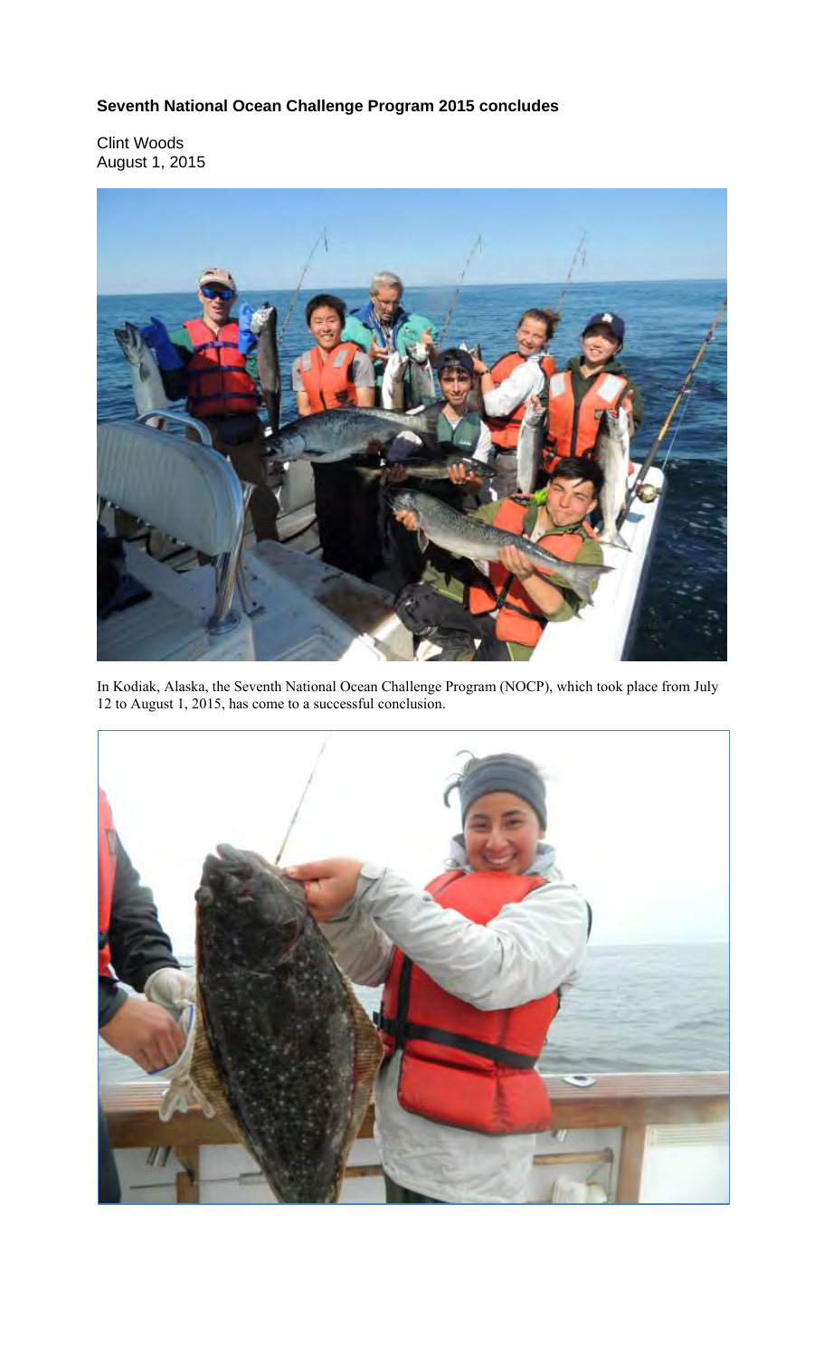**Seventh National Ocean Challenge Program 2015 concludes**

Clint Woods
August 1, 2015

In Kodiak, Alaska, the Seventh National Ocean Challenge Program (NOCP), which took place from July 12 to August 1, 2015, has come to a successful conclusion.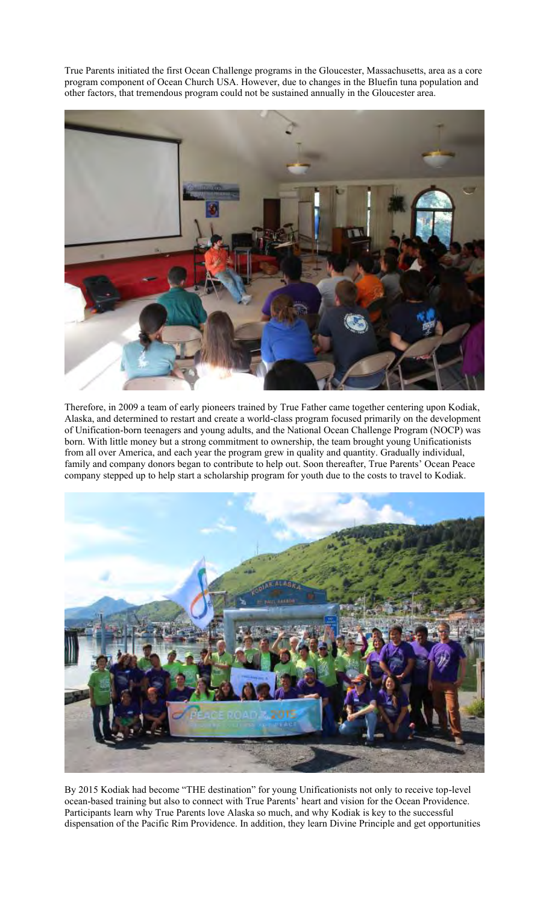True Parents initiated the first Ocean Challenge programs in the Gloucester, Massachusetts, area as a core program component of Ocean Church USA. However, due to changes in the Bluefin tuna population and other factors, that tremendous program could not be sustained annually in the Gloucester area.

Therefore, in 2009 a team of early pioneers trained by True Father came together centering upon Kodiak, Alaska, and determined to restart and create a world-class program focused primarily on the development of Unification-born teenagers and young adults, and the National Ocean Challenge Program (NOCP) was born. With little money but a strong commitment to ownership, the team brought young Unificationists from all over America, and each year the program grew in quality and quantity. Gradually individual, family and company donors began to contribute to help out. Soon thereafter, True Parents' Ocean Peace company stepped up to help start a scholarship program for youth due to the costs to travel to Kodiak.

By 2015 Kodiak had become "THE destination" for young Unificationists not only to receive top-level ocean-based training but also to connect with True Parents' heart and vision for the Ocean Providence. Participants learn why True Parents love Alaska so much, and why Kodiak is key to the successful dispensation of the Pacific Rim Providence. In addition, they learn Divine Principle and get opportunities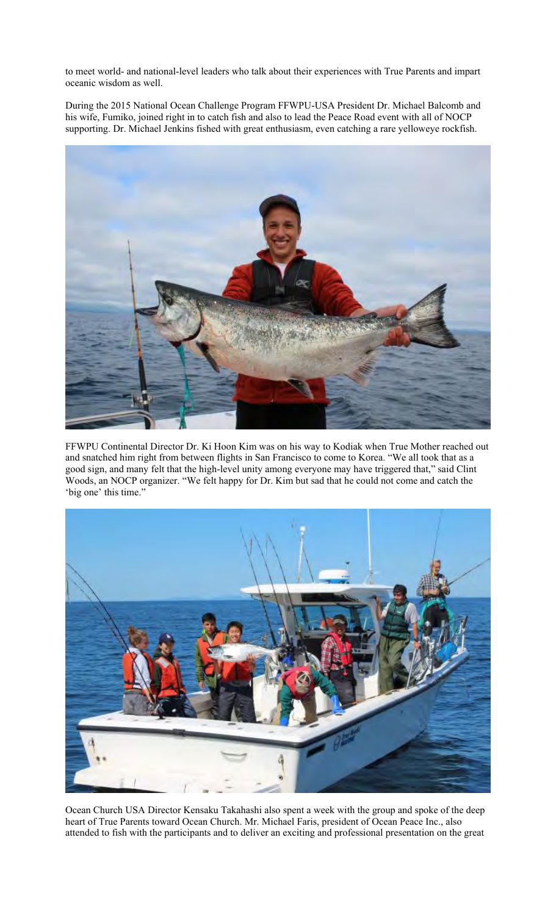to meet world- and national-level leaders who talk about their experiences with True Parents and impart oceanic wisdom as well.

During the 2015 National Ocean Challenge Program FFWPU-USA President Dr. Michael Balcomb and his wife, Fumiko, joined right in to catch fish and also to lead the Peace Road event with all of NOCP supporting. Dr. Michael Jenkins fished with great enthusiasm, even catching a rare yelloweye rockfish.

FFWPU Continental Director Dr. Ki Hoon Kim was on his way to Kodiak when True Mother reached out and snatched him right from between flights in San Francisco to come to Korea. "We all took that as a good sign, and many felt that the high-level unity among everyone may have triggered that," said Clint Woods, an NOCP organizer. "We felt happy for Dr. Kim but sad that he could not come and catch the 'big one' this time."

Ocean Church USA Director Kensaku Takahashi also spent a week with the group and spoke of the deep heart of True Parents toward Ocean Church. Mr. Michael Faris, president of Ocean Peace Inc., also attended to fish with the participants and to deliver an exciting and professional presentation on the great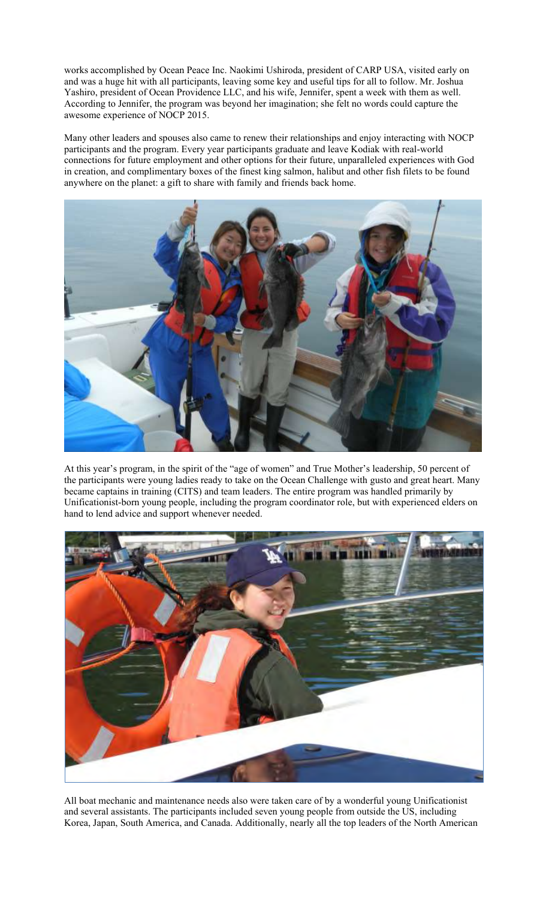works accomplished by Ocean Peace Inc. Naokimi Ushiroda, president of CARP USA, visited early on and was a huge hit with all participants, leaving some key and useful tips for all to follow. Mr. Joshua Yashiro, president of Ocean Providence LLC, and his wife, Jennifer, spent a week with them as well. According to Jennifer, the program was beyond her imagination; she felt no words could capture the awesome experience of NOCP 2015.

Many other leaders and spouses also came to renew their relationships and enjoy interacting with NOCP participants and the program. Every year participants graduate and leave Kodiak with real-world connections for future employment and other options for their future, unparalleled experiences with God in creation, and complimentary boxes of the finest king salmon, halibut and other fish filets to be found anywhere on the planet: a gift to share with family and friends back home.

At this year's program, in the spirit of the "age of women" and True Mother's leadership, 50 percent of the participants were young ladies ready to take on the Ocean Challenge with gusto and great heart. Many became captains in training (CITS) and team leaders. The entire program was handled primarily by Unificationist-born young people, including the program coordinator role, but with experienced elders on hand to lend advice and support whenever needed.

All boat mechanic and maintenance needs also were taken care of by a wonderful young Unificationist and several assistants. The participants included seven young people from outside the US, including Korea, Japan, South America, and Canada. Additionally, nearly all the top leaders of the North American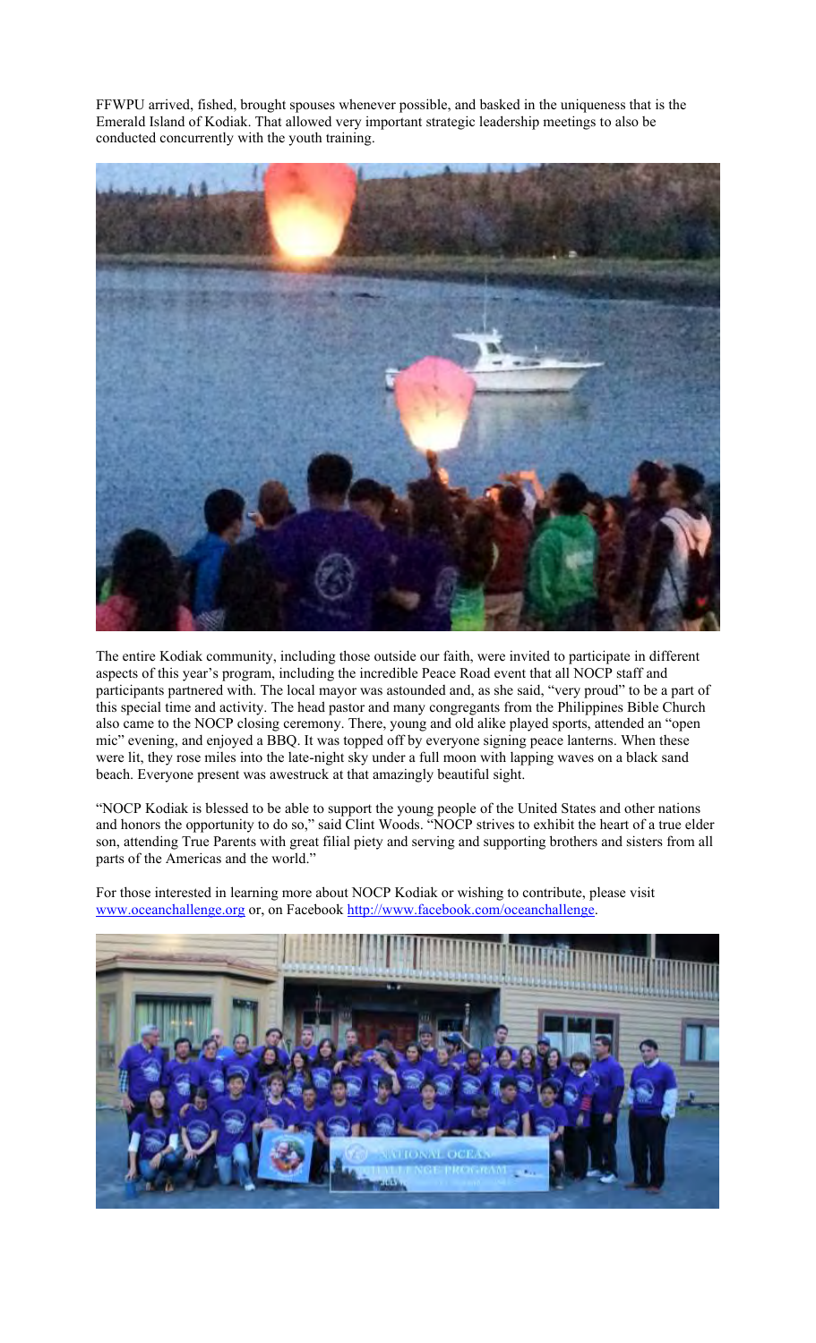FFWPU arrived, fished, brought spouses whenever possible, and basked in the uniqueness that is the Emerald Island of Kodiak. That allowed very important strategic leadership meetings to also be conducted concurrently with the youth training.

The entire Kodiak community, including those outside our faith, were invited to participate in different aspects of this year's program, including the incredible Peace Road event that all NOCP staff and participants partnered with. The local mayor was astounded and, as she said, "very proud" to be a part of this special time and activity. The head pastor and many congregants from the Philippines Bible Church also came to the NOCP closing ceremony. There, young and old alike played sports, attended an "open mic" evening, and enjoyed a BBQ. It was topped off by everyone signing peace lanterns. When these were lit, they rose miles into the late-night sky under a full moon with lapping waves on a black sand beach. Everyone present was awestruck at that amazingly beautiful sight.

"NOCP Kodiak is blessed to be able to support the young people of the United States and other nations and honors the opportunity to do so," said Clint Woods. "NOCP strives to exhibit the heart of a true elder son, attending True Parents with great filial piety and serving and supporting brothers and sisters from all parts of the Americas and the world."

For those interested in learning more about NOCP Kodiak or wishing to contribute, please visit [www.oceanchallenge.org](http://www.oceanchallenge.org) or, on Facebook [http://www.facebook.com/oceanchallenge](http://www.facebook.com/oceanchallenge).